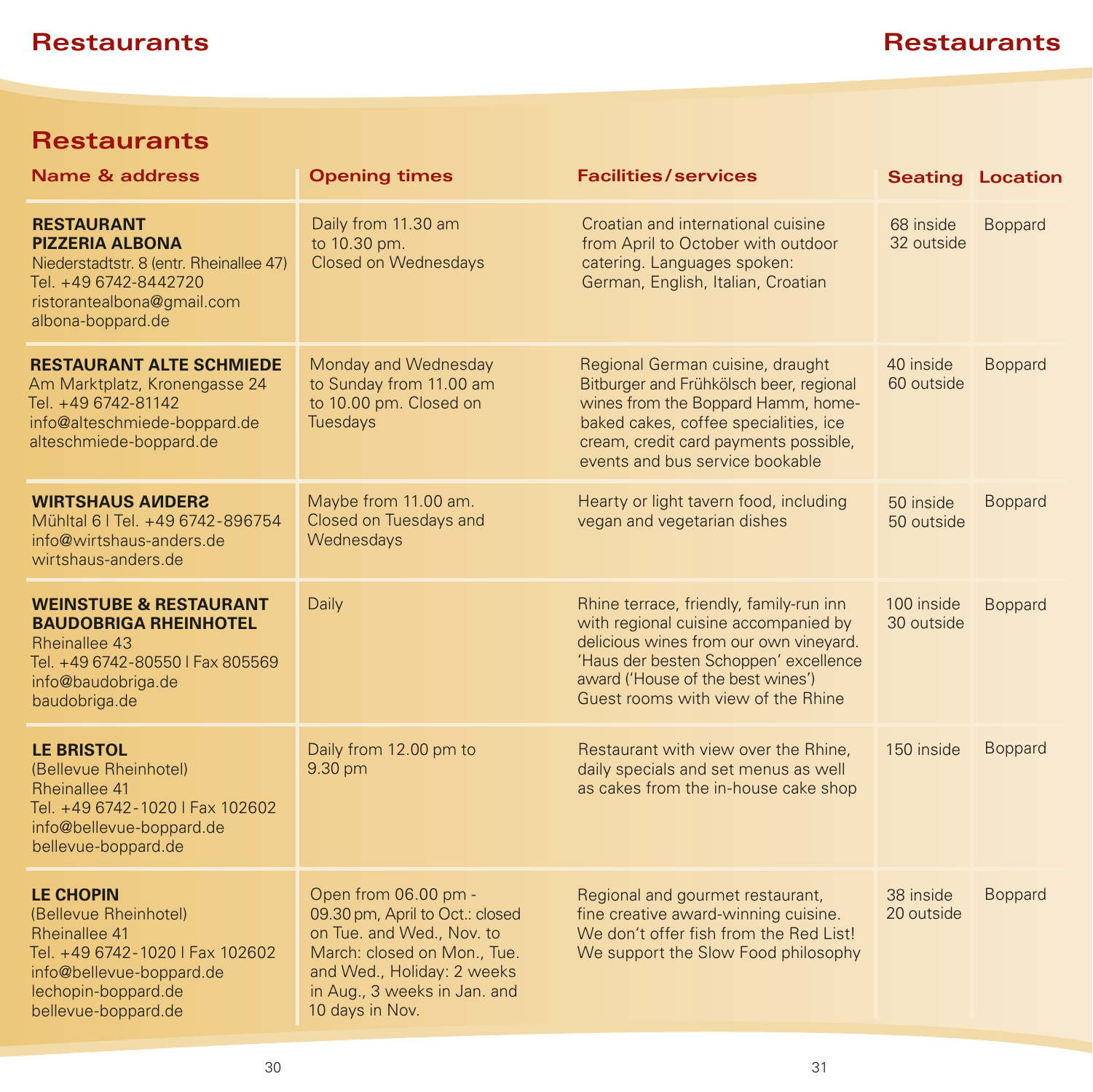## Restaurants

| Name & address | Opening times | Facilities/services | Seating | Location |
|---|---|---|---|---|
| **RESTAURANT PIZZERIA ALBONA**<br>Niederstadtstr. 8 (entr. Rheinallee 47)<br>Tel. +49 6742-8442720<br>ristorantealbona@gmail.com<br>albona-boppard.de | Daily from 11.30 am to 10.30 pm. Closed on Wednesdays | Croatian and international cuisine from April to October with outdoor catering. Languages spoken: German, English, Italian, Croatian | 68 inside<br>32 outside | Boppard |
| **RESTAURANT ALTE SCHMIEDE**<br>Am Marktplatz, Kronengasse 24<br>Tel. +49 6742-81142<br>info@alteschmiede-boppard.de<br>alteschmiede-boppard.de | Monday and Wednesday to Sunday from 11.00 am to 10.00 pm. Closed on Tuesdays | Regional German cuisine, draught Bitburger and Frühkölsch beer, regional wines from the Boppard Hamm, home-baked cakes, coffee specialities, ice cream, credit card payments possible, events and bus service bookable | 40 inside<br>60 outside | Boppard |
| **WIRTSHAUS AИDERƧ**<br>Mühltal 6 I Tel. +49 6742-896754<br>info@wirtshaus-anders.de<br>wirtshaus-anders.de | Maybe from 11.00 am. Closed on Tuesdays and Wednesdays | Hearty or light tavern food, including vegan and vegetarian dishes | 50 inside<br>50 outside | Boppard |
| **WEINSTUBE & RESTAURANT BAUDOBRIGA RHEINHOTEL**<br>Rheinallee 43<br>Tel. +49 6742-80550 I Fax 805569<br>info@baudobriga.de<br>baudobriga.de | Daily | Rhine terrace, friendly, family-run inn with regional cuisine accompanied by delicious wines from our own vineyard. 'Haus der besten Schoppen' excellence award ('House of the best wines') Guest rooms with view of the Rhine | 100 inside<br>30 outside | Boppard |
| **LE BRISTOL**<br>(Bellevue Rheinhotel)<br>Rheinallee 41<br>Tel. +49 6742-1020 I Fax 102602<br>info@bellevue-boppard.de<br>bellevue-boppard.de | Daily from 12.00 pm to 9.30 pm | Restaurant with view over the Rhine, daily specials and set menus as well as cakes from the in-house cake shop | 150 inside | Boppard |
| **LE CHOPIN**<br>(Bellevue Rheinhotel)<br>Rheinallee 41<br>Tel. +49 6742-1020 I Fax 102602<br>info@bellevue-boppard.de<br>lechopin-boppard.de<br>bellevue-boppard.de | Open from 06.00 pm - 09.30 pm, April to Oct.: closed on Tue. and Wed., Nov. to March: closed on Mon., Tue. and Wed., Holiday: 2 weeks in Aug., 3 weeks in Jan. and 10 days in Nov. | Regional and gourmet restaurant, fine creative award-winning cuisine. We don't offer fish from the Red List! We support the Slow Food philosophy | 38 inside<br>20 outside | Boppard |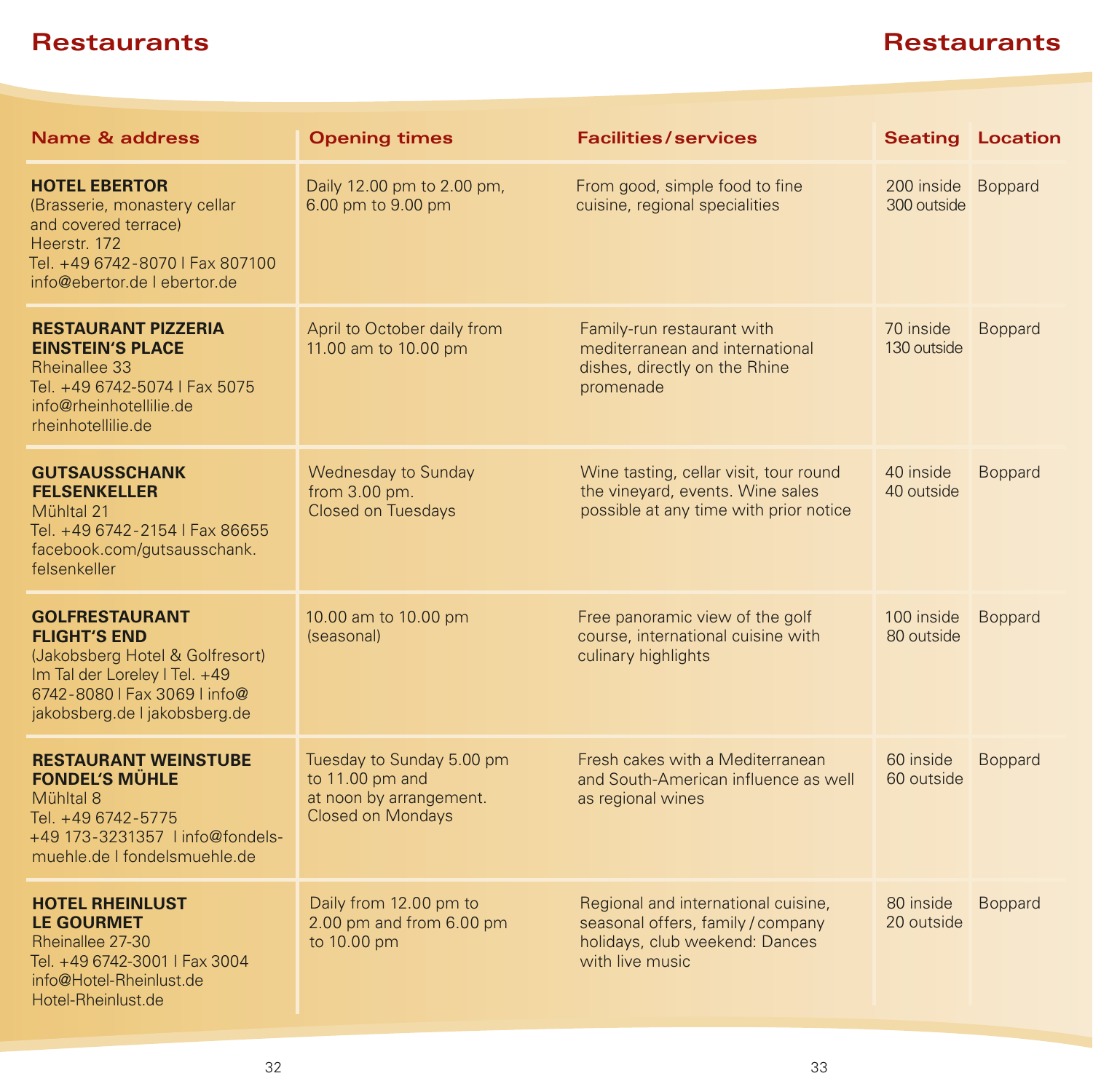# Restaurants

| Name & address | Opening times | Facilities / services | Seating | Location |
|---|---|---|---|---|
| **HOTEL EBERTOR** (Brasserie, monastery cellar and covered terrace) Heerstr. 172 Tel. +49 6742-8070 I Fax 807100 info@ebertor.de I ebertor.de | Daily 12.00 pm to 2.00 pm, 6.00 pm to 9.00 pm | From good, simple food to fine cuisine, regional specialities | 200 inside 300 outside | Boppard |
| **RESTAURANT PIZZERIA EINSTEIN'S PLACE** Rheinallee 33 Tel. +49 6742-5074 I Fax 5075 info@rheinhotellilie.de rheinhotellilie.de | April to October daily from 11.00 am to 10.00 pm | Family-run restaurant with mediterranean and international dishes, directly on the Rhine promenade | 70 inside 130 outside | Boppard |
| **GUTSAUSSCHANK FELSENKELLER** Mühltal 21 Tel. +49 6742-2154 I Fax 86655 facebook.com/gutsausschank.felsenkeller | Wednesday to Sunday from 3.00 pm. Closed on Tuesdays | Wine tasting, cellar visit, tour round the vineyard, events. Wine sales possible at any time with prior notice | 40 inside 40 outside | Boppard |
| **GOLFRESTAURANT FLIGHT'S END** (Jakobsberg Hotel & Golfresort) Im Tal der Loreley I Tel. +49 6742-8080 I Fax 3069 I info@jakobsberg.de I jakobsberg.de | 10.00 am to 10.00 pm (seasonal) | Free panoramic view of the golf course, international cuisine with culinary highlights | 100 inside 80 outside | Boppard |
| **RESTAURANT WEINSTUBE FONDEL'S MÜHLE** Mühltal 8 Tel. +49 6742-5775 +49 173-3231357 I info@fondels-muehle.de I fondelsmuehle.de | Tuesday to Sunday 5.00 pm to 11.00 pm and at noon by arrangement. Closed on Mondays | Fresh cakes with a Mediterranean and South-American influence as well as regional wines | 60 inside 60 outside | Boppard |
| **HOTEL RHEINLUST LE GOURMET** Rheinallee 27-30 Tel. +49 6742-3001 I Fax 3004 info@Hotel-Rheinlust.de Hotel-Rheinlust.de | Daily from 12.00 pm to 2.00 pm and from 6.00 pm to 10.00 pm | Regional and international cuisine, seasonal offers, family / company holidays, club weekend: Dances with live music | 80 inside 20 outside | Boppard |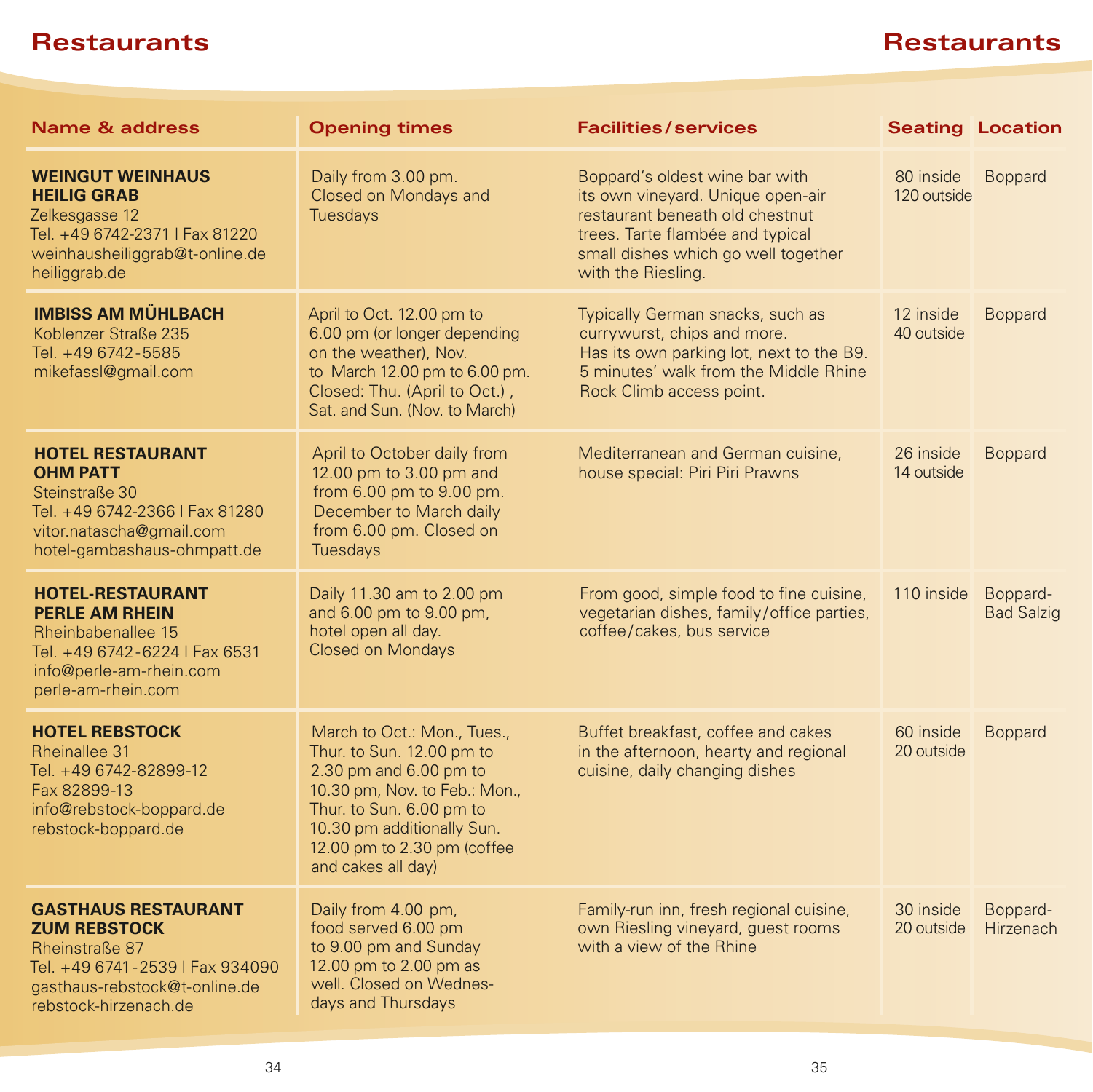# Restaurants

| Name & address | Opening times | Facilities/services | Seating | Location |
|---|---|---|---|---|
| **WEINGUT WEINHAUS HEILIG GRAB** Zelkesgasse 12 Tel. +49 6742-2371 I Fax 81220 weinhausheiliggrab@t-online.de heiliggrab.de | Daily from 3.00 pm. Closed on Mondays and Tuesdays | Boppard's oldest wine bar with its own vineyard. Unique open-air restaurant beneath old chestnut trees. Tarte flambée and typical small dishes which go well together with the Riesling. | 80 inside 120 outside | Boppard |
| **IMBISS AM MÜHLBACH** Koblenzer Straße 235 Tel. +49 6742-5585 mikefassl@gmail.com | April to Oct. 12.00 pm to 6.00 pm (or longer depending on the weather), Nov. to March 12.00 pm to 6.00 pm. Closed: Thu. (April to Oct.), Sat. and Sun. (Nov. to March) | Typically German snacks, such as currywurst, chips and more. Has its own parking lot, next to the B9. 5 minutes' walk from the Middle Rhine Rock Climb access point. | 12 inside 40 outside | Boppard |
| **HOTEL RESTAURANT OHM PATT** Steinstraße 30 Tel. +49 6742-2366 I Fax 81280 vitor.natascha@gmail.com hotel-gambashaus-ohmpatt.de | April to October daily from 12.00 pm to 3.00 pm and from 6.00 pm to 9.00 pm. December to March daily from 6.00 pm. Closed on Tuesdays | Mediterranean and German cuisine, house special: Piri Piri Prawns | 26 inside 14 outside | Boppard |
| **HOTEL-RESTAURANT PERLE AM RHEIN** Rheinbabenallee 15 Tel. +49 6742-6224 I Fax 6531 info@perle-am-rhein.com perle-am-rhein.com | Daily 11.30 am to 2.00 pm and 6.00 pm to 9.00 pm, hotel open all day. Closed on Mondays | From good, simple food to fine cuisine, vegetarian dishes, family/office parties, coffee/cakes, bus service | 110 inside | Boppard-Bad Salzig |
| **HOTEL REBSTOCK** Rheinallee 31 Tel. +49 6742-82899-12 Fax 82899-13 info@rebstock-boppard.de rebstock-boppard.de | March to Oct.: Mon., Tues., Thur. to Sun. 12.00 pm to 2.30 pm and 6.00 pm to 10.30 pm, Nov. to Feb.: Mon., Thur. to Sun. 6.00 pm to 10.30 pm additionally Sun. 12.00 pm to 2.30 pm (coffee and cakes all day) | Buffet breakfast, coffee and cakes in the afternoon, hearty and regional cuisine, daily changing dishes | 60 inside 20 outside | Boppard |
| **GASTHAUS RESTAURANT ZUM REBSTOCK** Rheinstraße 87 Tel. +49 6741-2539 I Fax 934090 gasthaus-rebstock@t-online.de rebstock-hirzenach.de | Daily from 4.00 pm, food served 6.00 pm to 9.00 pm and Sunday 12.00 pm to 2.00 pm as well. Closed on Wednesdays and Thursdays | Family-run inn, fresh regional cuisine, own Riesling vineyard, guest rooms with a view of the Rhine | 30 inside 20 outside | Boppard-Hirzenach |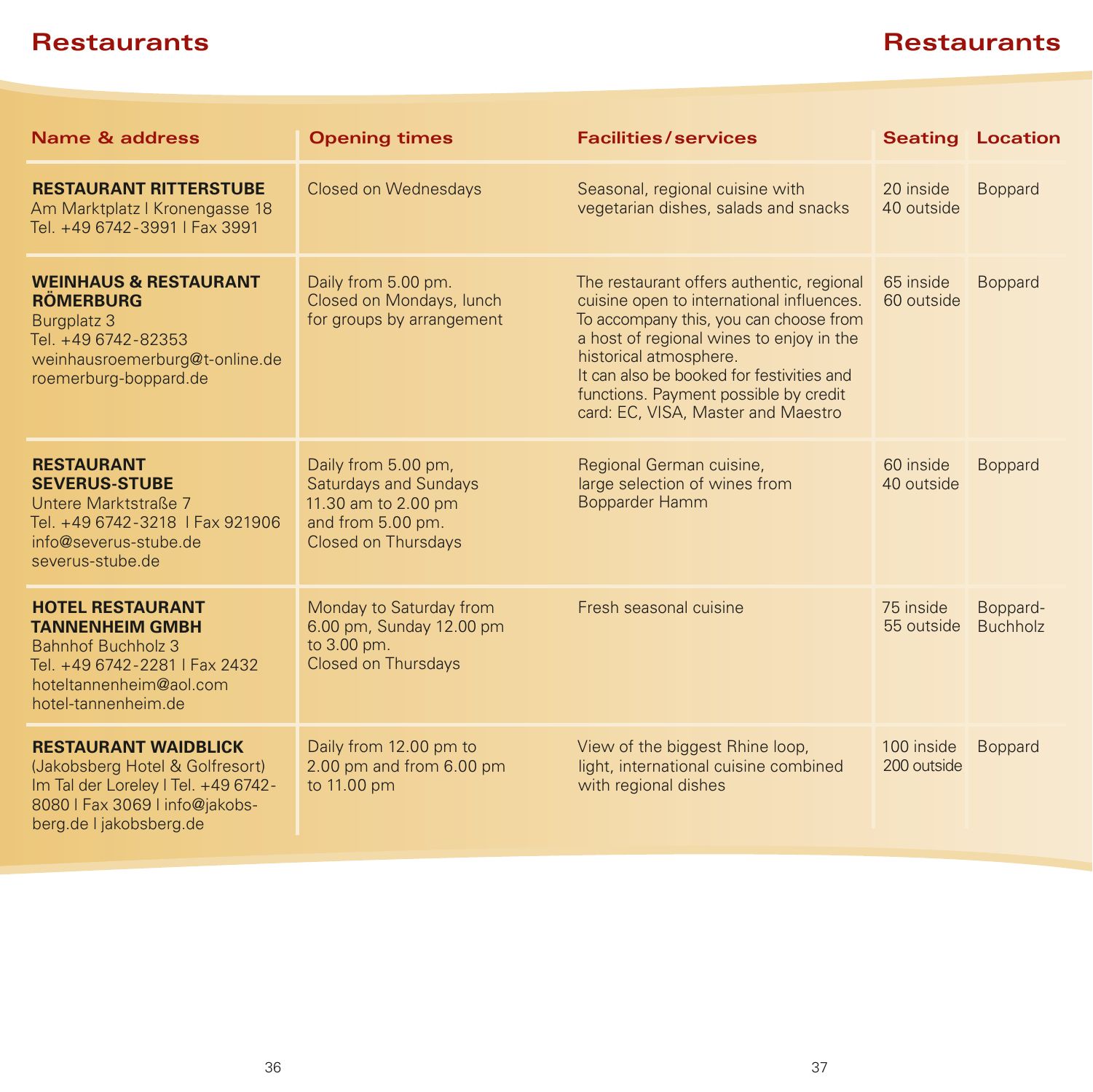# Restaurants

| Name & address | Opening times | Facilities/services | Seating | Location |
|---|---|---|---|---|
| **RESTAURANT RITTERSTUBE** Am Marktplatz I Kronengasse 18 Tel. +49 6742-3991 I Fax 3991 | Closed on Wednesdays | Seasonal, regional cuisine with vegetarian dishes, salads and snacks | 20 inside 40 outside | Boppard |
| **WEINHAUS & RESTAURANT RÖMERBURG** Burgplatz 3 Tel. +49 6742-82353 weinhausroemerburg@t-online.de roemerburg-boppard.de | Daily from 5.00 pm. Closed on Mondays, lunch for groups by arrangement | The restaurant offers authentic, regional cuisine open to international influences. To accompany this, you can choose from a host of regional wines to enjoy in the historical atmosphere. It can also be booked for festivities and functions. Payment possible by credit card: EC, VISA, Master and Maestro | 65 inside 60 outside | Boppard |
| **RESTAURANT SEVERUS-STUBE** Untere Marktstraße 7 Tel. +49 6742-3218 I Fax 921906 info@severus-stube.de severus-stube.de | Daily from 5.00 pm, Saturdays and Sundays 11.30 am to 2.00 pm and from 5.00 pm. Closed on Thursdays | Regional German cuisine, large selection of wines from Bopparder Hamm | 60 inside 40 outside | Boppard |
| **HOTEL RESTAURANT TANNENHEIM GMBH** Bahnhof Buchholz 3 Tel. +49 6742-2281 I Fax 2432 hoteltannenheim@aol.com hotel-tannenheim.de | Monday to Saturday from 6.00 pm, Sunday 12.00 pm to 3.00 pm. Closed on Thursdays | Fresh seasonal cuisine | 75 inside 55 outside | Boppard-Buchholz |
| **RESTAURANT WAIDBLICK** (Jakobsberg Hotel & Golfresort) Im Tal der Loreley I Tel. +49 6742-8080 I Fax 3069 I info@jakobsberg.de I jakobsberg.de | Daily from 12.00 pm to 2.00 pm and from 6.00 pm to 11.00 pm | View of the biggest Rhine loop, light, international cuisine combined with regional dishes | 100 inside 200 outside | Boppard |